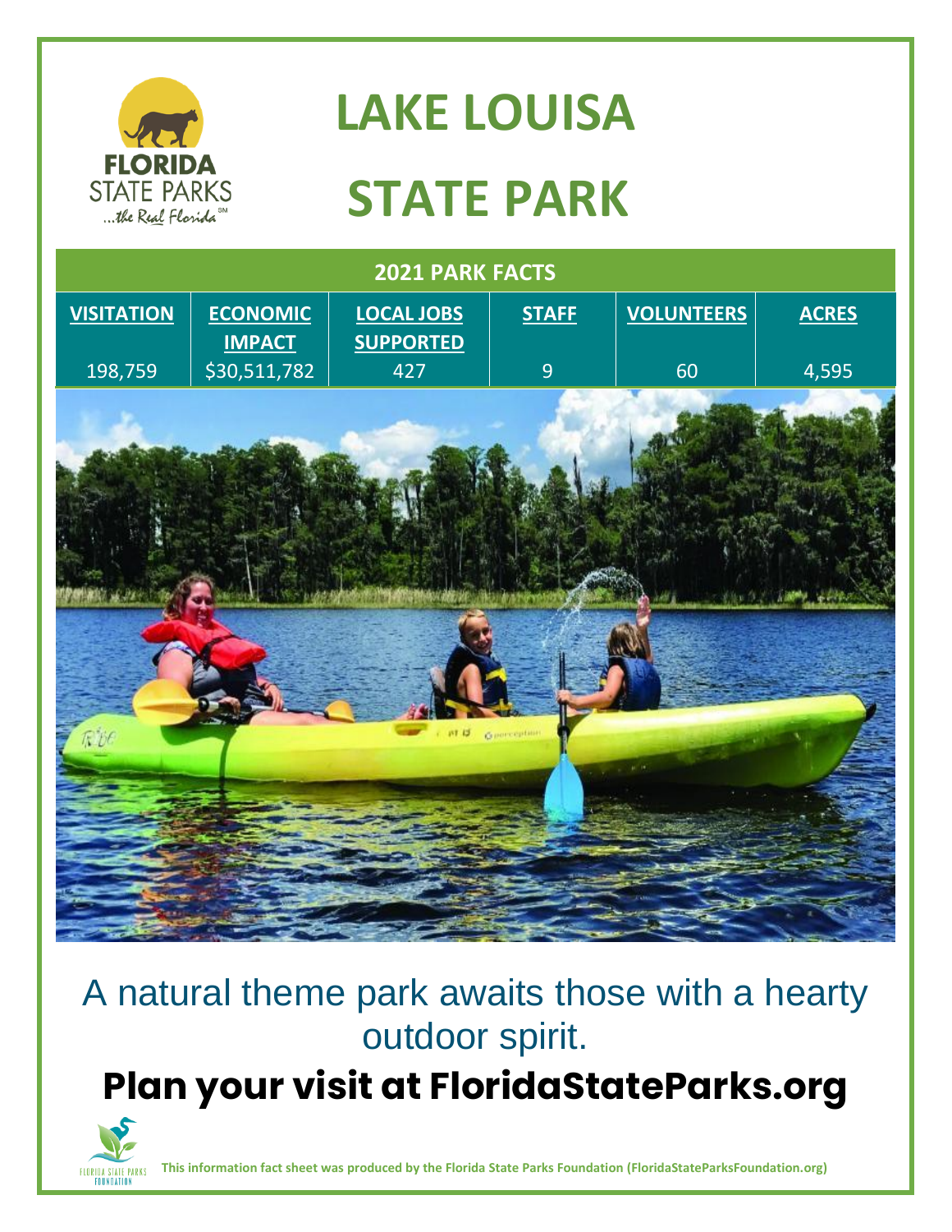# LAKE LOUISA STATE PARK

| 2021 PARK FACTS | | | | | |
|---|---|---|---|---|---|
| VISITATION | ECONOMIC IMPACT | LOCAL JOBS SUPPORTED | STAFF | VOLUNTEERS | ACRES |
| 198,759 | $30,511,782 | 427 | 9 | 60 | 4,595 |

A natural theme park awaits those with a hearty outdoor spirit.

## Plan your visit at FloridaStateParks.org

**This information fact sheet was produced by the Florida State Parks Foundation (FloridaStateParksFoundation.org)**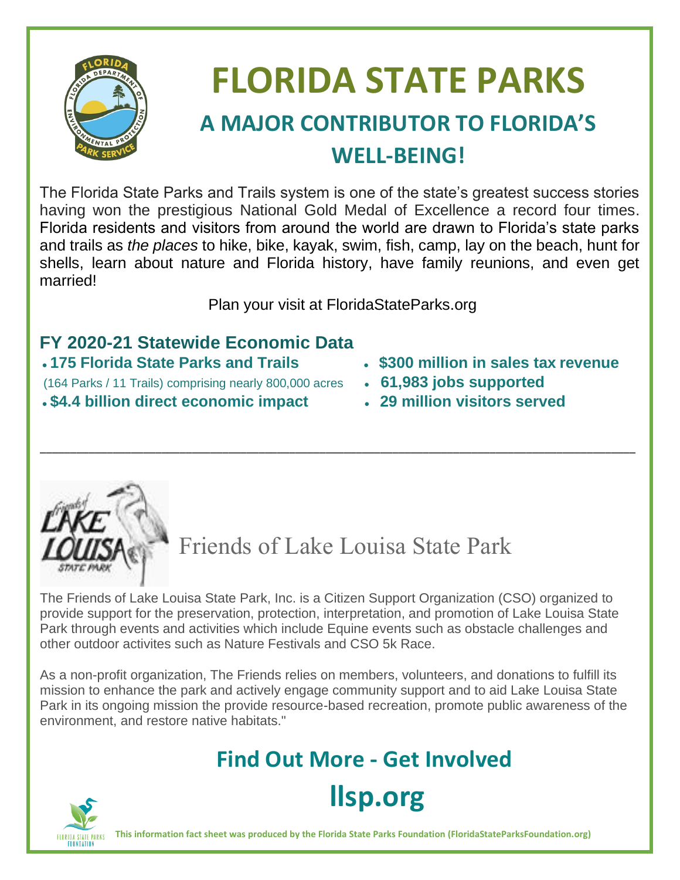# FLORIDA STATE PARKS

## A MAJOR CONTRIBUTOR TO FLORIDA'S WELL-BEING!

The Florida State Parks and Trails system is one of the state's greatest success stories having won the prestigious National Gold Medal of Excellence a record four times. Florida residents and visitors from around the world are drawn to Florida's state parks and trails as *the places* to hike, bike, kayak, swim, fish, camp, lay on the beach, hunt for shells, learn about nature and Florida history, have family reunions, and even get married!

Plan your visit at FloridaStateParks.org

### FY 2020-21 Statewide Economic Data

- **175 Florida State Parks and Trails**
  (164 Parks / 11 Trails) comprising nearly 800,000 acres
- **$4.4 billion direct economic impact**
- **$300 million in sales tax revenue**
- **61,983 jobs supported**
- **29 million visitors served**

---

## Friends of Lake Louisa State Park

The Friends of Lake Louisa State Park, Inc. is a Citizen Support Organization (CSO) organized to provide support for the preservation, protection, interpretation, and promotion of Lake Louisa State Park through events and activities which include Equine events such as obstacle challenges and other outdoor activites such as Nature Festivals and CSO 5k Race.

As a non-profit organization, The Friends relies on members, volunteers, and donations to fulfill its mission to enhance the park and actively engage community support and to aid Lake Louisa State Park in its ongoing mission the provide resource-based recreation, promote public awareness of the environment, and restore native habitats."

## Find Out More - Get Involved

## llsp.org

**This information fact sheet was produced by the Florida State Parks Foundation (FloridaStateParksFoundation.org)**